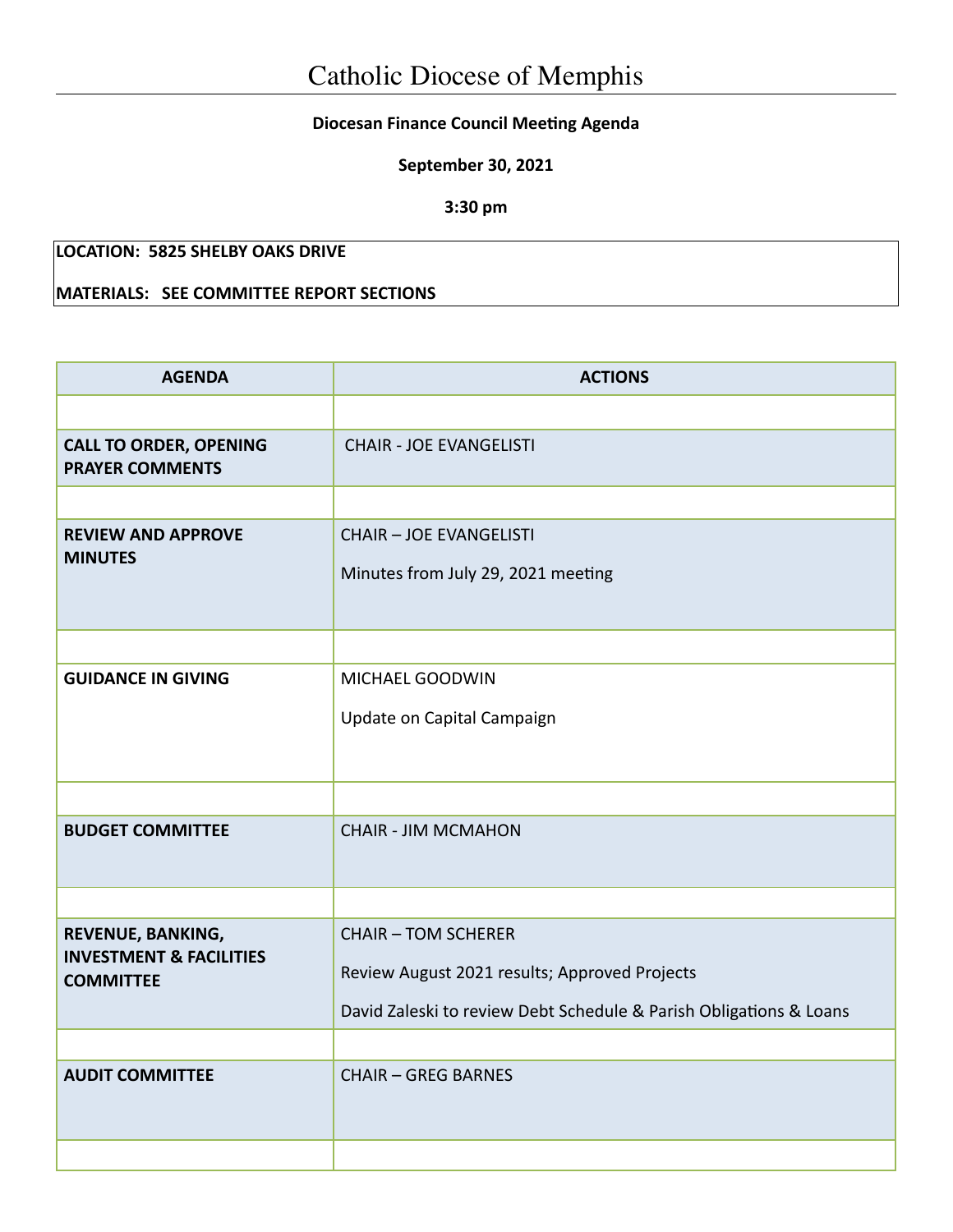# Catholic Diocese of Memphis

**Diocesan Finance Council Meeting Agenda**

**September 30, 2021**

**3:30 pm**

**LOCATION: 5825 SHELBY OAKS DRIVE**

**MATERIALS: SEE COMMITTEE REPORT SECTIONS**

| AGENDA | ACTIONS |
|---|---|
| | |
| **CALL TO ORDER, OPENING PRAYER COMMENTS** | CHAIR - JOE EVANGELISTI |
| | |
| **REVIEW AND APPROVE MINUTES** | CHAIR – JOE EVANGELISTI<br><br>Minutes from July 29, 2021 meeting |
| | |
| **GUIDANCE IN GIVING** | MICHAEL GOODWIN<br><br>Update on Capital Campaign |
| | |
| **BUDGET COMMITTEE** | CHAIR - JIM MCMAHON |
| | |
| **REVENUE, BANKING, INVESTMENT & FACILITIES COMMITTEE** | CHAIR – TOM SCHERER<br><br>Review August 2021 results; Approved Projects<br><br>David Zaleski to review Debt Schedule & Parish Obligations & Loans |
| | |
| **AUDIT COMMITTEE** | CHAIR – GREG BARNES |
| | |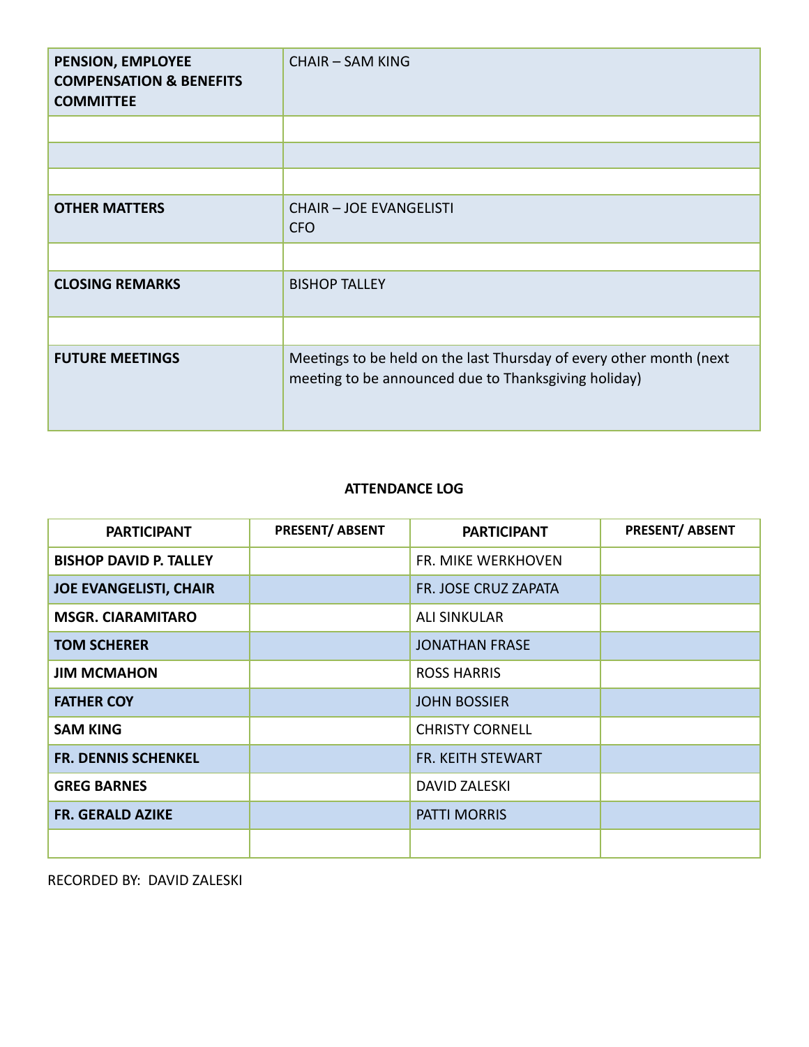| | |
|---|---|
| **PENSION, EMPLOYEE COMPENSATION & BENEFITS COMMITTEE** | CHAIR – SAM KING |
| | |
| | |
| | |
| **OTHER MATTERS** | CHAIR – JOE EVANGELISTI<br>CFO |
| | |
| **CLOSING REMARKS** | BISHOP TALLEY |
| | |
| **FUTURE MEETINGS** | Meetings to be held on the last Thursday of every other month (next meeting to be announced due to Thanksgiving holiday) |

**ATTENDANCE LOG**

| PARTICIPANT | PRESENT/ ABSENT | PARTICIPANT | PRESENT/ ABSENT |
|---|---|---|---|
| **BISHOP DAVID P. TALLEY** | | FR. MIKE WERKHOVEN | |
| **JOE EVANGELISTI, CHAIR** | | FR. JOSE CRUZ ZAPATA | |
| **MSGR. CIARAMITARO** | | ALI SINKULAR | |
| **TOM SCHERER** | | JONATHAN FRASE | |
| **JIM MCMAHON** | | ROSS HARRIS | |
| **FATHER COY** | | JOHN BOSSIER | |
| **SAM KING** | | CHRISTY CORNELL | |
| **FR. DENNIS SCHENKEL** | | FR. KEITH STEWART | |
| **GREG BARNES** | | DAVID ZALESKI | |
| **FR. GERALD AZIKE** | | PATTI MORRIS | |
| | | | |

RECORDED BY: DAVID ZALESKI